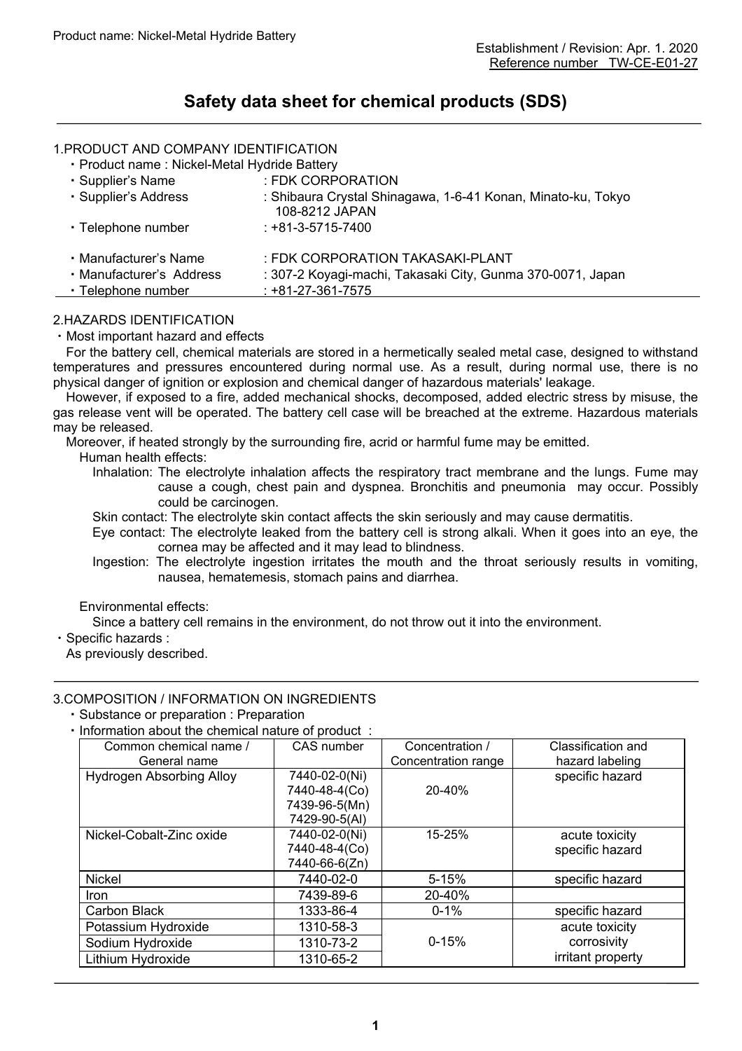Product name: Nickel-Metal Hydride Battery

Establishment / Revision: Apr. 1. 2020
Reference number TW-CE-E01-27

# Safety data sheet for chemical products (SDS)

## 1.PRODUCT AND COMPANY IDENTIFICATION

- Product name : Nickel-Metal Hydride Battery
- Supplier's Name : FDK CORPORATION
- Supplier's Address : Shibaura Crystal Shinagawa, 1-6-41 Konan, Minato-ku, Tokyo 108-8212 JAPAN
- Telephone number : +81-3-5715-7400
- Manufacturer's Name : FDK CORPORATION TAKASAKI-PLANT
- Manufacturer's Address : 307-2 Koyagi-machi, Takasaki City, Gunma 370-0071, Japan
- Telephone number : +81-27-361-7575

## 2.HAZARDS IDENTIFICATION

- Most important hazard and effects

For the battery cell, chemical materials are stored in a hermetically sealed metal case, designed to withstand temperatures and pressures encountered during normal use. As a result, during normal use, there is no physical danger of ignition or explosion and chemical danger of hazardous materials' leakage.

However, if exposed to a fire, added mechanical shocks, decomposed, added electric stress by misuse, the gas release vent will be operated. The battery cell case will be breached at the extreme. Hazardous materials may be released.

Moreover, if heated strongly by the surrounding fire, acrid or harmful fume may be emitted.

Human health effects:

Inhalation: The electrolyte inhalation affects the respiratory tract membrane and the lungs. Fume may cause a cough, chest pain and dyspnea. Bronchitis and pneumonia may occur. Possibly could be carcinogen.

Skin contact: The electrolyte skin contact affects the skin seriously and may cause dermatitis.

Eye contact: The electrolyte leaked from the battery cell is strong alkali. When it goes into an eye, the cornea may be affected and it may lead to blindness.

Ingestion: The electrolyte ingestion irritates the mouth and the throat seriously results in vomiting, nausea, hematemesis, stomach pains and diarrhea.

Environmental effects:

Since a battery cell remains in the environment, do not throw out it into the environment.

- Specific hazards :

As previously described.

## 3.COMPOSITION / INFORMATION ON INGREDIENTS

- Substance or preparation : Preparation
- Information about the chemical nature of product :

| Common chemical name / General name | CAS number | Concentration / Concentration range | Classification and hazard labeling |
|---|---|---|---|
| Hydrogen Absorbing Alloy | 7440-02-0(Ni)<br>7440-48-4(Co)<br>7439-96-5(Mn)<br>7429-90-5(Al) | 20-40% | specific hazard |
| Nickel-Cobalt-Zinc oxide | 7440-02-0(Ni)<br>7440-48-4(Co)<br>7440-66-6(Zn) | 15-25% | acute toxicity<br>specific hazard |
| Nickel | 7440-02-0 | 5-15% | specific hazard |
| Iron | 7439-89-6 | 20-40% | |
| Carbon Black | 1333-86-4 | 0-1% | specific hazard |
| Potassium Hydroxide | 1310-58-3 | 0-15% | acute toxicity<br>corrosivity<br>irritant property |
| Sodium Hydroxide | 1310-73-2 | | |
| Lithium Hydroxide | 1310-65-2 | | |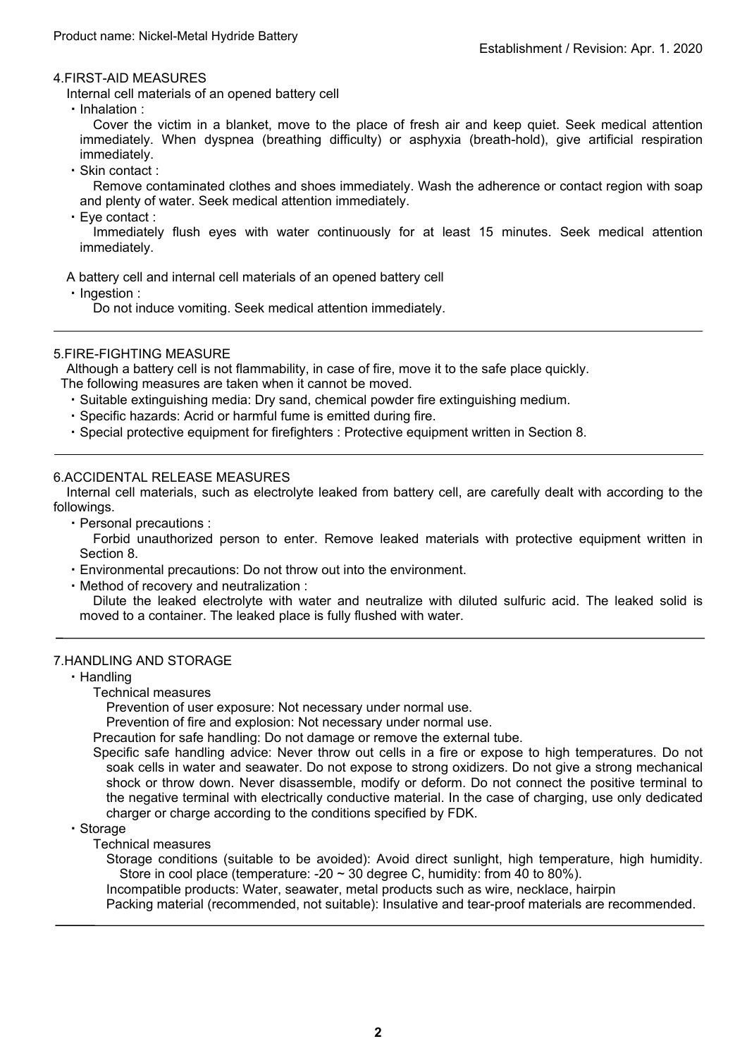## 4.FIRST-AID MEASURES

Internal cell materials of an opened battery cell

- Inhalation :
  Cover the victim in a blanket, move to the place of fresh air and keep quiet. Seek medical attention immediately. When dyspnea (breathing difficulty) or asphyxia (breath-hold), give artificial respiration immediately.
- Skin contact :
  Remove contaminated clothes and shoes immediately. Wash the adherence or contact region with soap and plenty of water. Seek medical attention immediately.
- Eye contact :
  Immediately flush eyes with water continuously for at least 15 minutes. Seek medical attention immediately.

A battery cell and internal cell materials of an opened battery cell

- Ingestion :
  Do not induce vomiting. Seek medical attention immediately.

---

## 5.FIRE-FIGHTING MEASURE

Although a battery cell is not flammability, in case of fire, move it to the safe place quickly.
The following measures are taken when it cannot be moved.

- Suitable extinguishing media: Dry sand, chemical powder fire extinguishing medium.
- Specific hazards: Acrid or harmful fume is emitted during fire.
- Special protective equipment for firefighters : Protective equipment written in Section 8.

---

## 6.ACCIDENTAL RELEASE MEASURES

Internal cell materials, such as electrolyte leaked from battery cell, are carefully dealt with according to the followings.

- Personal precautions :
  Forbid unauthorized person to enter. Remove leaked materials with protective equipment written in Section 8.
- Environmental precautions: Do not throw out into the environment.
- Method of recovery and neutralization :
  Dilute the leaked electrolyte with water and neutralize with diluted sulfuric acid. The leaked solid is moved to a container. The leaked place is fully flushed with water.

---

## 7.HANDLING AND STORAGE

- Handling
  - Technical measures
    - Prevention of user exposure: Not necessary under normal use.
    - Prevention of fire and explosion: Not necessary under normal use.
  - Precaution for safe handling: Do not damage or remove the external tube.
  - Specific safe handling advice: Never throw out cells in a fire or expose to high temperatures. Do not soak cells in water and seawater. Do not expose to strong oxidizers. Do not give a strong mechanical shock or throw down. Never disassemble, modify or deform. Do not connect the positive terminal to the negative terminal with electrically conductive material. In the case of charging, use only dedicated charger or charge according to the conditions specified by FDK.
- Storage
  - Technical measures
    - Storage conditions (suitable to be avoided): Avoid direct sunlight, high temperature, high humidity. Store in cool place (temperature: -20 ~ 30 degree C, humidity: from 40 to 80%).
    - Incompatible products: Water, seawater, metal products such as wire, necklace, hairpin
    - Packing material (recommended, not suitable): Insulative and tear-proof materials are recommended.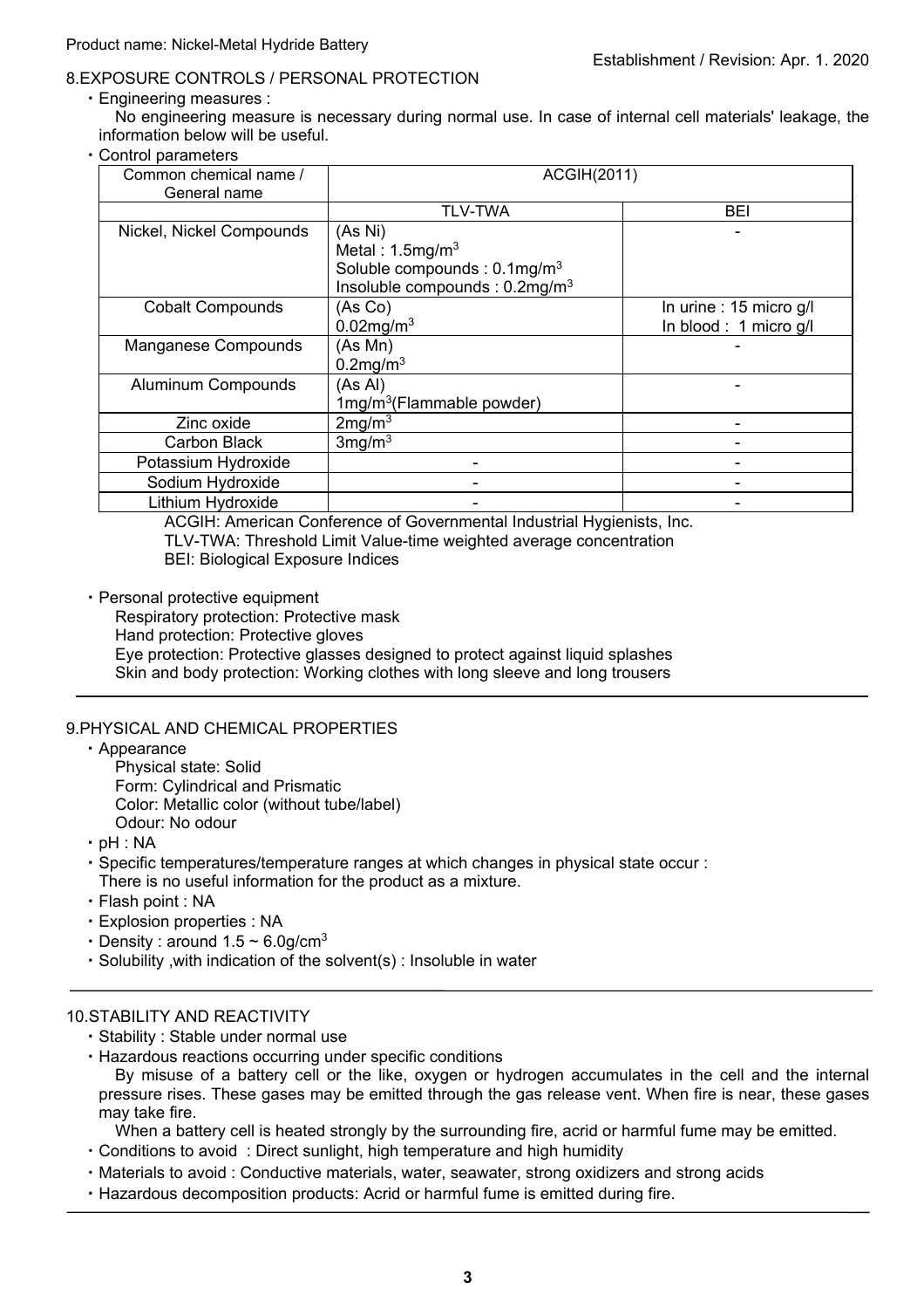## 8.EXPOSURE CONTROLS / PERSONAL PROTECTION

・Engineering measures :

No engineering measure is necessary during normal use. In case of internal cell materials' leakage, the information below will be useful.

・Control parameters

| Common chemical name / General name | ACGIH(2011) | |
|---|---|---|
| | TLV-TWA | BEI |
| Nickel, Nickel Compounds | (As Ni)<br>Metal : 1.5mg/m$^3$<br>Soluble compounds : 0.1mg/m$^3$<br>Insoluble compounds : 0.2mg/m$^3$ | - |
| Cobalt Compounds | (As Co)<br>0.02mg/m$^3$ | In urine : 15 micro g/l<br>In blood : 1 micro g/l |
| Manganese Compounds | (As Mn)<br>0.2mg/m$^3$ | - |
| Aluminum Compounds | (As Al)<br>1mg/m$^3$(Flammable powder) | - |
| Zinc oxide | 2mg/m$^3$ | - |
| Carbon Black | 3mg/m$^3$ | - |
| Potassium Hydroxide | - | - |
| Sodium Hydroxide | - | - |
| Lithium Hydroxide | - | - |

ACGIH: American Conference of Governmental Industrial Hygienists, Inc.
TLV-TWA: Threshold Limit Value-time weighted average concentration
BEI: Biological Exposure Indices

・Personal protective equipment

Respiratory protection: Protective mask
Hand protection: Protective gloves
Eye protection: Protective glasses designed to protect against liquid splashes
Skin and body protection: Working clothes with long sleeve and long trousers

## 9.PHYSICAL AND CHEMICAL PROPERTIES

・Appearance

Physical state: Solid
Form: Cylindrical and Prismatic
Color: Metallic color (without tube/label)
Odour: No odour

・pH : NA

・Specific temperatures/temperature ranges at which changes in physical state occur :
There is no useful information for the product as a mixture.

・Flash point : NA

・Explosion properties : NA

・Density : around 1.5 ~ 6.0g/cm$^3$

・Solubility ,with indication of the solvent(s) : Insoluble in water

## 10.STABILITY AND REACTIVITY

・Stability : Stable under normal use

・Hazardous reactions occurring under specific conditions

By misuse of a battery cell or the like, oxygen or hydrogen accumulates in the cell and the internal pressure rises. These gases may be emitted through the gas release vent. When fire is near, these gases may take fire.

When a battery cell is heated strongly by the surrounding fire, acrid or harmful fume may be emitted.

・Conditions to avoid : Direct sunlight, high temperature and high humidity

・Materials to avoid : Conductive materials, water, seawater, strong oxidizers and strong acids

・Hazardous decomposition products: Acrid or harmful fume is emitted during fire.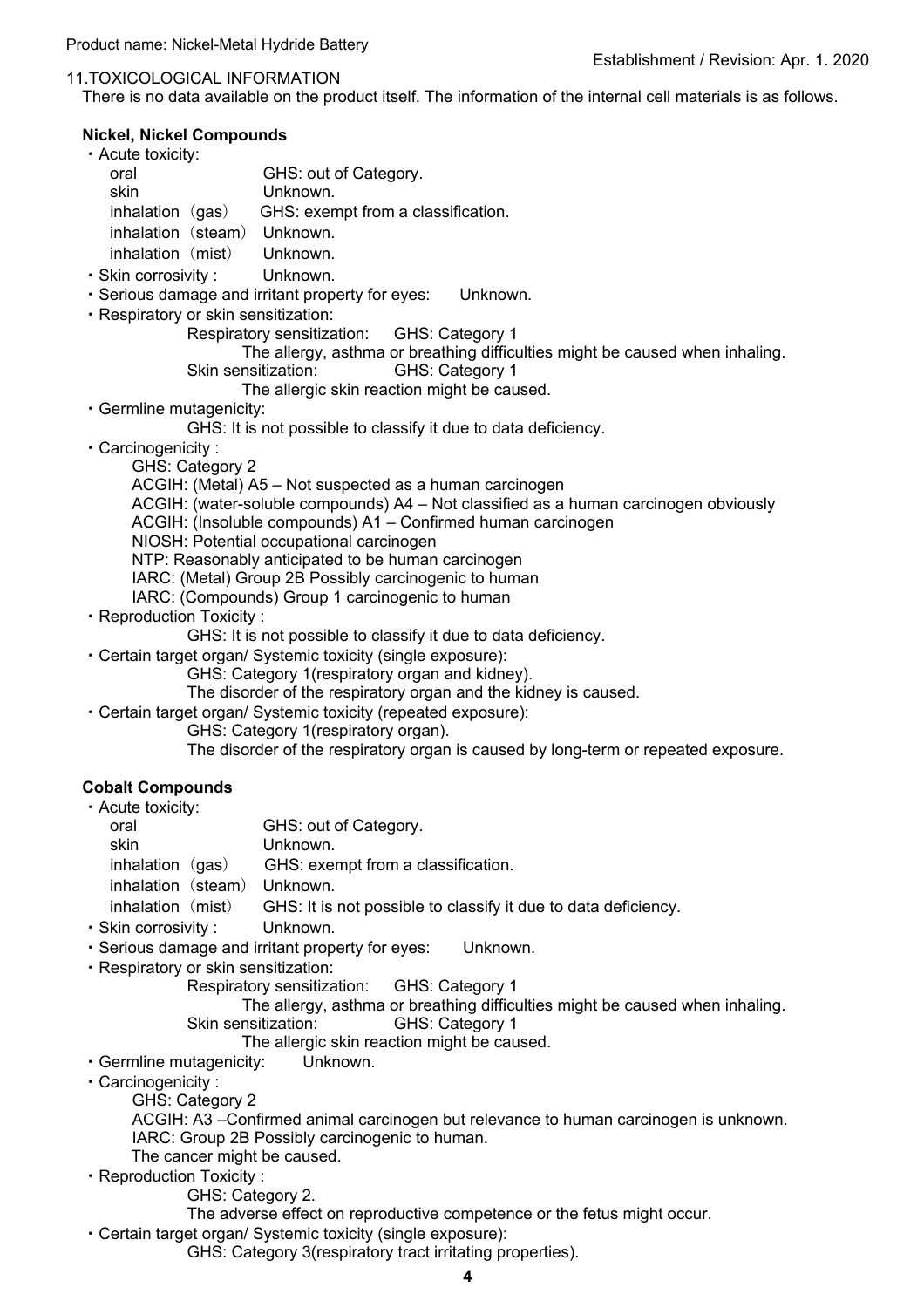## 11.TOXICOLOGICAL INFORMATION

There is no data available on the product itself. The information of the internal cell materials is as follows.

**Nickel, Nickel Compounds**

- Acute toxicity:
  - oral　GHS: out of Category.
  - skin　Unknown.
  - inhalation（gas）　GHS: exempt from a classification.
  - inhalation（steam）　Unknown.
  - inhalation（mist）　Unknown.
- Skin corrosivity :　Unknown.
- Serious damage and irritant property for eyes:　Unknown.
- Respiratory or skin sensitization:
  - Respiratory sensitization:　GHS: Category 1
    - The allergy, asthma or breathing difficulties might be caused when inhaling.
  - Skin sensitization:　GHS: Category 1
    - The allergic skin reaction might be caused.
- Germline mutagenicity:
  - GHS: It is not possible to classify it due to data deficiency.
- Carcinogenicity :
  - GHS: Category 2
  - ACGIH: (Metal) A5 – Not suspected as a human carcinogen
  - ACGIH: (water-soluble compounds) A4 – Not classified as a human carcinogen obviously
  - ACGIH: (Insoluble compounds) A1 – Confirmed human carcinogen
  - NIOSH: Potential occupational carcinogen
  - NTP: Reasonably anticipated to be human carcinogen
  - IARC: (Metal) Group 2B Possibly carcinogenic to human
  - IARC: (Compounds) Group 1 carcinogenic to human
- Reproduction Toxicity :
  - GHS: It is not possible to classify it due to data deficiency.
- Certain target organ/ Systemic toxicity (single exposure):
  - GHS: Category 1(respiratory organ and kidney).
  - The disorder of the respiratory organ and the kidney is caused.
- Certain target organ/ Systemic toxicity (repeated exposure):
  - GHS: Category 1(respiratory organ).
  - The disorder of the respiratory organ is caused by long-term or repeated exposure.

**Cobalt Compounds**

- Acute toxicity:
  - oral　GHS: out of Category.
  - skin　Unknown.
  - inhalation（gas）　GHS: exempt from a classification.
  - inhalation（steam）　Unknown.
  - inhalation（mist）　GHS: It is not possible to classify it due to data deficiency.
- Skin corrosivity :　Unknown.
- Serious damage and irritant property for eyes:　Unknown.
- Respiratory or skin sensitization:
  - Respiratory sensitization:　GHS: Category 1
    - The allergy, asthma or breathing difficulties might be caused when inhaling.
  - Skin sensitization:　GHS: Category 1
    - The allergic skin reaction might be caused.
- Germline mutagenicity:　Unknown.
- Carcinogenicity :
  - GHS: Category 2
  - ACGIH: A3 –Confirmed animal carcinogen but relevance to human carcinogen is unknown.
  - IARC: Group 2B Possibly carcinogenic to human.
  - The cancer might be caused.
- Reproduction Toxicity :
  - GHS: Category 2.
  - The adverse effect on reproductive competence or the fetus might occur.
- Certain target organ/ Systemic toxicity (single exposure):
  - GHS: Category 3(respiratory tract irritating properties).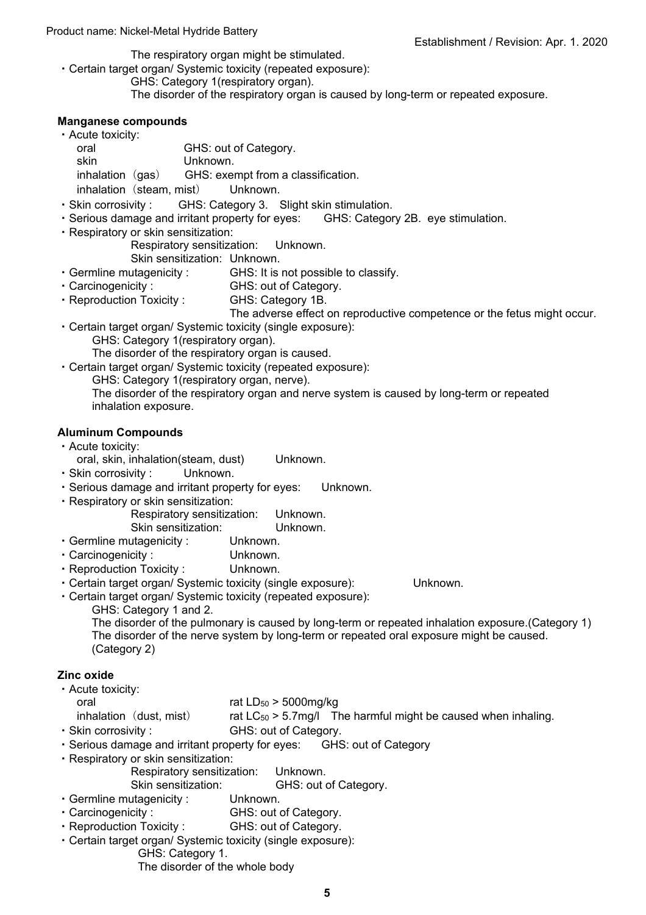The respiratory organ might be stimulated.

- Certain target organ/ Systemic toxicity (repeated exposure):
  GHS: Category 1(respiratory organ).
  The disorder of the respiratory organ is caused by long-term or repeated exposure.

**Manganese compounds**

- Acute toxicity:
  - oral GHS: out of Category.
  - skin Unknown.
  - inhalation (gas) GHS: exempt from a classification.
  - inhalation (steam, mist) Unknown.
- Skin corrosivity : GHS: Category 3. Slight skin stimulation.
- Serious damage and irritant property for eyes: GHS: Category 2B. eye stimulation.
- Respiratory or skin sensitization:
  Respiratory sensitization: Unknown.
  Skin sensitization: Unknown.
- Germline mutagenicity : GHS: It is not possible to classify.
- Carcinogenicity : GHS: out of Category.
- Reproduction Toxicity : GHS: Category 1B.
  The adverse effect on reproductive competence or the fetus might occur.
- Certain target organ/ Systemic toxicity (single exposure):
  GHS: Category 1(respiratory organ).
  The disorder of the respiratory organ is caused.
- Certain target organ/ Systemic toxicity (repeated exposure):
  GHS: Category 1(respiratory organ, nerve).
  The disorder of the respiratory organ and nerve system is caused by long-term or repeated inhalation exposure.

**Aluminum Compounds**

- Acute toxicity:
  oral, skin, inhalation(steam, dust) Unknown.
- Skin corrosivity : Unknown.
- Serious damage and irritant property for eyes: Unknown.
- Respiratory or skin sensitization:
  Respiratory sensitization: Unknown.
  Skin sensitization: Unknown.
- Germline mutagenicity : Unknown.
- Carcinogenicity : Unknown.
- Reproduction Toxicity : Unknown.
- Certain target organ/ Systemic toxicity (single exposure): Unknown.
- Certain target organ/ Systemic toxicity (repeated exposure):
  GHS: Category 1 and 2.
  The disorder of the pulmonary is caused by long-term or repeated inhalation exposure.(Category 1)
  The disorder of the nerve system by long-term or repeated oral exposure might be caused. (Category 2)

**Zinc oxide**

- Acute toxicity:
  - oral rat $LD_{50}$ > 5000mg/kg
  - inhalation (dust, mist) rat $LC_{50}$ > 5.7mg/l The harmful might be caused when inhaling.
- Skin corrosivity : GHS: out of Category.
- Serious damage and irritant property for eyes: GHS: out of Category
- Respiratory or skin sensitization:
  Respiratory sensitization: Unknown.
  Skin sensitization: GHS: out of Category.
- Germline mutagenicity : Unknown.
- Carcinogenicity : GHS: out of Category.
- Reproduction Toxicity : GHS: out of Category.
- Certain target organ/ Systemic toxicity (single exposure):
  GHS: Category 1.
  The disorder of the whole body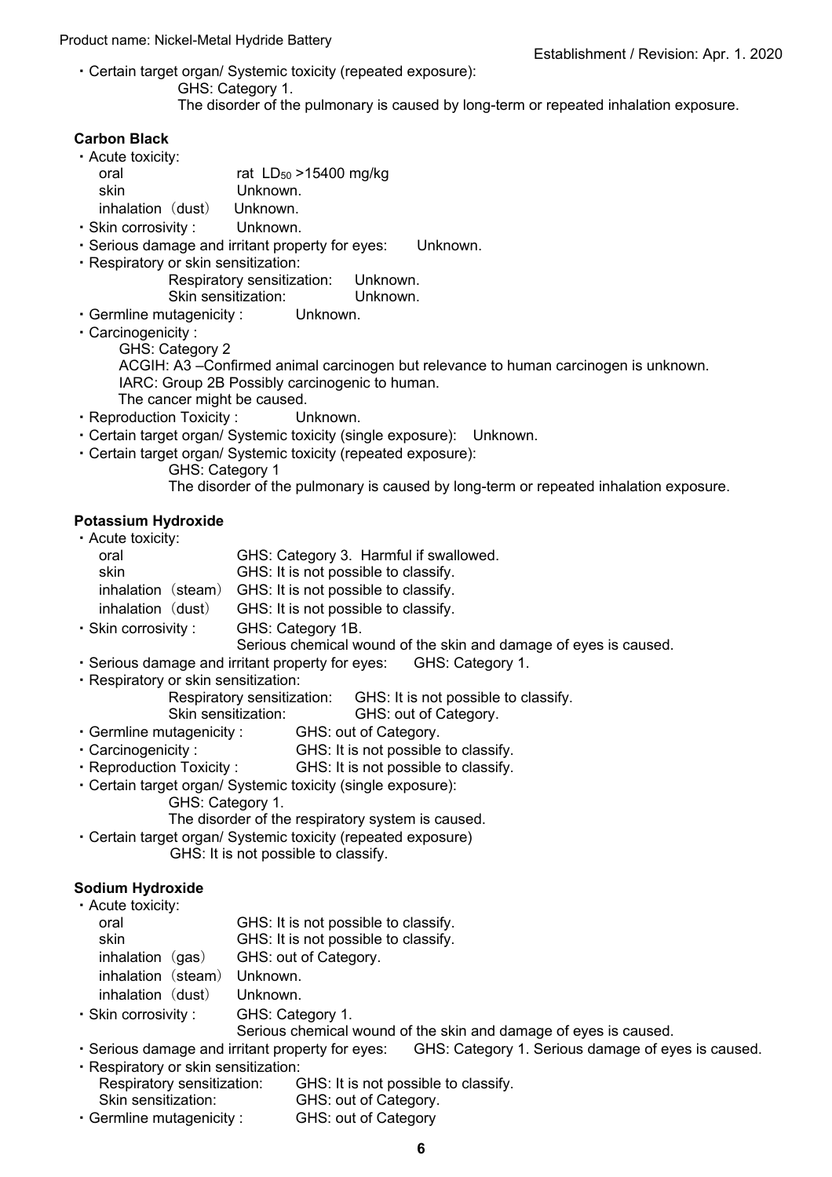・Certain target organ/ Systemic toxicity (repeated exposure):

GHS: Category 1.

The disorder of the pulmonary is caused by long-term or repeated inhalation exposure.

**Carbon Black**

・Acute toxicity:

oral　　rat $LD_{50}$ >15400 mg/kg
skin　　Unknown.
inhalation（dust）　Unknown.

・Skin corrosivity :　Unknown.

・Serious damage and irritant property for eyes:　Unknown.

・Respiratory or skin sensitization:

Respiratory sensitization:　Unknown.
Skin sensitization:　Unknown.

・Germline mutagenicity :　Unknown.

・Carcinogenicity :

GHS: Category 2
ACGIH: A3 –Confirmed animal carcinogen but relevance to human carcinogen is unknown.
IARC: Group 2B Possibly carcinogenic to human.
The cancer might be caused.

・Reproduction Toxicity :　Unknown.

・Certain target organ/ Systemic toxicity (single exposure):　Unknown.

・Certain target organ/ Systemic toxicity (repeated exposure):

GHS: Category 1
The disorder of the pulmonary is caused by long-term or repeated inhalation exposure.

**Potassium Hydroxide**

・Acute toxicity:

oral　GHS: Category 3. Harmful if swallowed.
skin　GHS: It is not possible to classify.
inhalation（steam）　GHS: It is not possible to classify.
inhalation（dust）　GHS: It is not possible to classify.

・Skin corrosivity :　GHS: Category 1B.

Serious chemical wound of the skin and damage of eyes is caused.

・Serious damage and irritant property for eyes:　GHS: Category 1.

・Respiratory or skin sensitization:

Respiratory sensitization:　GHS: It is not possible to classify.
Skin sensitization:　GHS: out of Category.

・Germline mutagenicity :　GHS: out of Category.

・Carcinogenicity :　GHS: It is not possible to classify.

・Reproduction Toxicity :　GHS: It is not possible to classify.

・Certain target organ/ Systemic toxicity (single exposure):

GHS: Category 1.
The disorder of the respiratory system is caused.

・Certain target organ/ Systemic toxicity (repeated exposure)

GHS: It is not possible to classify.

**Sodium Hydroxide**

・Acute toxicity:

oral　GHS: It is not possible to classify.
skin　GHS: It is not possible to classify.
inhalation（gas）　GHS: out of Category.
inhalation（steam）　Unknown.
inhalation（dust）　Unknown.

・Skin corrosivity :　GHS: Category 1.

Serious chemical wound of the skin and damage of eyes is caused.

・Serious damage and irritant property for eyes:　GHS: Category 1. Serious damage of eyes is caused.

・Respiratory or skin sensitization:

Respiratory sensitization:　GHS: It is not possible to classify.
Skin sensitization:　GHS: out of Category.

・Germline mutagenicity :　GHS: out of Category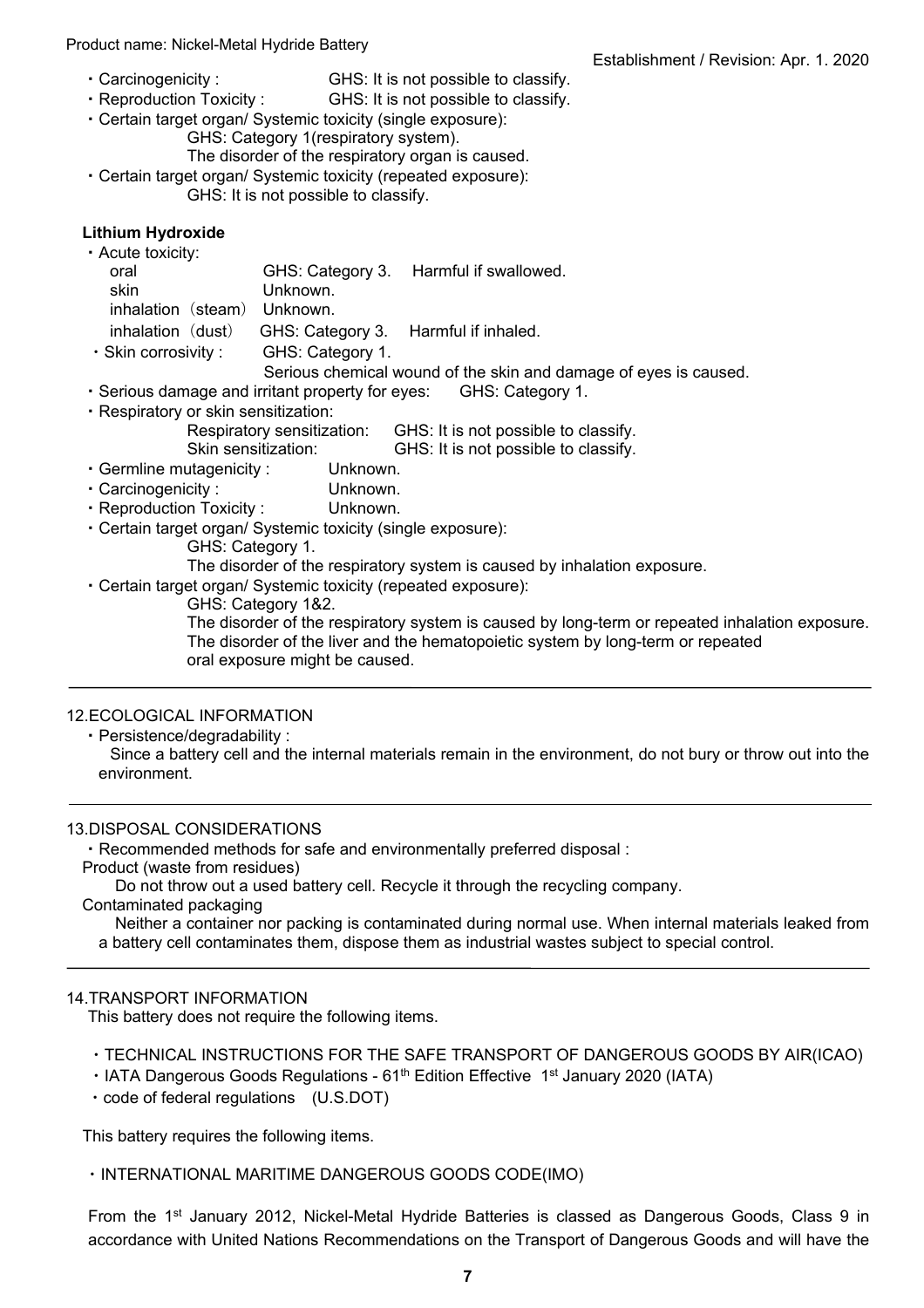- Carcinogenicity : GHS: It is not possible to classify.
- Reproduction Toxicity : GHS: It is not possible to classify.
- Certain target organ/ Systemic toxicity (single exposure):
  GHS: Category 1(respiratory system).
  The disorder of the respiratory organ is caused.
- Certain target organ/ Systemic toxicity (repeated exposure):
  GHS: It is not possible to classify.

**Lithium Hydroxide**

- Acute toxicity:
  - oral GHS: Category 3. Harmful if swallowed.
  - skin Unknown.
  - inhalation（steam） Unknown.
  - inhalation（dust） GHS: Category 3. Harmful if inhaled.
- Skin corrosivity : GHS: Category 1.
  Serious chemical wound of the skin and damage of eyes is caused.
- Serious damage and irritant property for eyes: GHS: Category 1.
- Respiratory or skin sensitization:
  Respiratory sensitization: GHS: It is not possible to classify.
  Skin sensitization: GHS: It is not possible to classify.
- Germline mutagenicity : Unknown.
- Carcinogenicity : Unknown.
- Reproduction Toxicity : Unknown.
- Certain target organ/ Systemic toxicity (single exposure):
  GHS: Category 1.
  The disorder of the respiratory system is caused by inhalation exposure.
- Certain target organ/ Systemic toxicity (repeated exposure):
  GHS: Category 1&2.
  The disorder of the respiratory system is caused by long-term or repeated inhalation exposure.
  The disorder of the liver and the hematopoietic system by long-term or repeated oral exposure might be caused.

## 12.ECOLOGICAL INFORMATION

- Persistence/degradability :
  Since a battery cell and the internal materials remain in the environment, do not bury or throw out into the environment.

## 13.DISPOSAL CONSIDERATIONS

- Recommended methods for safe and environmentally preferred disposal :

Product (waste from residues)

Do not throw out a used battery cell. Recycle it through the recycling company.

Contaminated packaging

Neither a container nor packing is contaminated during normal use. When internal materials leaked from a battery cell contaminates them, dispose them as industrial wastes subject to special control.

## 14.TRANSPORT INFORMATION

This battery does not require the following items.

- TECHNICAL INSTRUCTIONS FOR THE SAFE TRANSPORT OF DANGEROUS GOODS BY AIR(ICAO)
- IATA Dangerous Goods Regulations - 61th Edition Effective 1st January 2020 (IATA)
- code of federal regulations (U.S.DOT)

This battery requires the following items.

- INTERNATIONAL MARITIME DANGEROUS GOODS CODE(IMO)

From the 1st January 2012, Nickel-Metal Hydride Batteries is classed as Dangerous Goods, Class 9 in accordance with United Nations Recommendations on the Transport of Dangerous Goods and will have the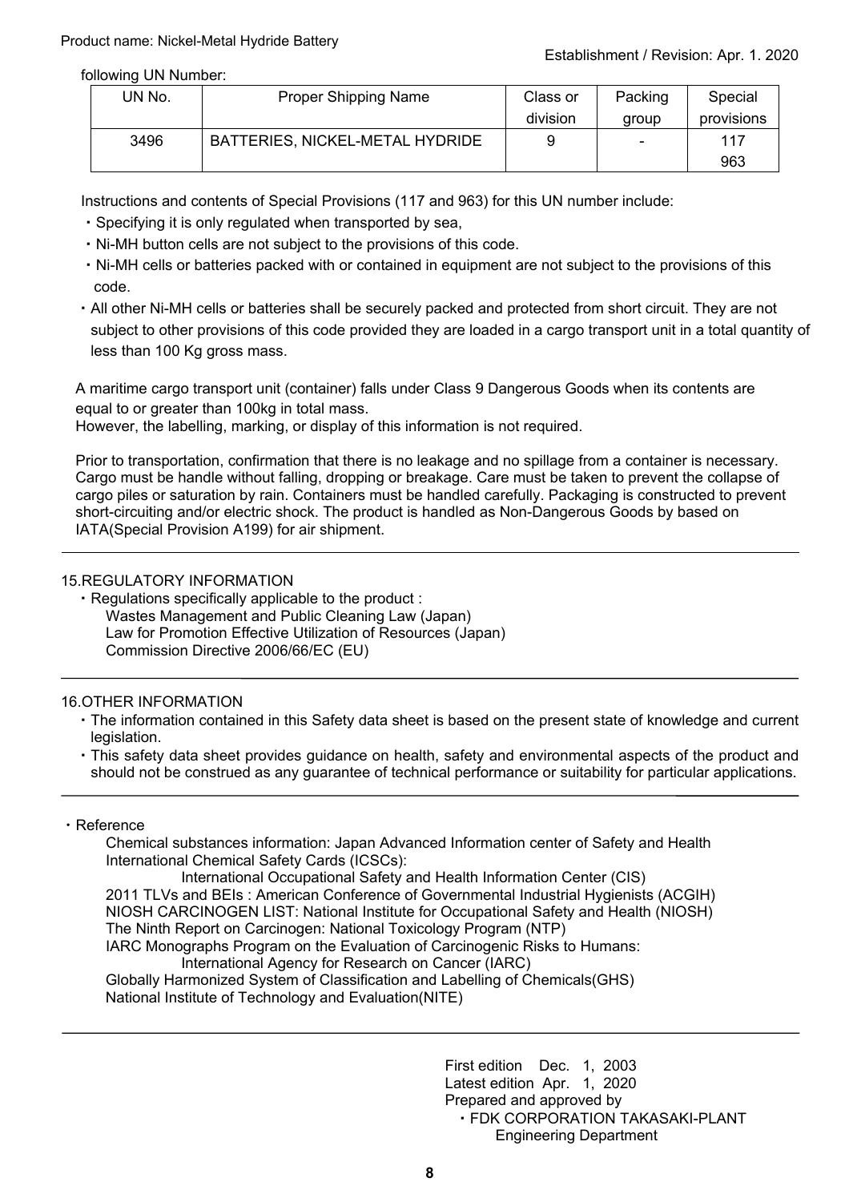following UN Number:

| UN No. | Proper Shipping Name | Class or division | Packing group | Special provisions |
|---|---|---|---|---|
| 3496 | BATTERIES, NICKEL-METAL HYDRIDE | 9 | - | 117<br>963 |

Instructions and contents of Special Provisions (117 and 963) for this UN number include:

- Specifying it is only regulated when transported by sea,
- Ni-MH button cells are not subject to the provisions of this code.
- Ni-MH cells or batteries packed with or contained in equipment are not subject to the provisions of this code.
- All other Ni-MH cells or batteries shall be securely packed and protected from short circuit. They are not subject to other provisions of this code provided they are loaded in a cargo transport unit in a total quantity of less than 100 Kg gross mass.

A maritime cargo transport unit (container) falls under Class 9 Dangerous Goods when its contents are equal to or greater than 100kg in total mass.
However, the labelling, marking, or display of this information is not required.

Prior to transportation, confirmation that there is no leakage and no spillage from a container is necessary. Cargo must be handle without falling, dropping or breakage. Care must be taken to prevent the collapse of cargo piles or saturation by rain. Containers must be handled carefully. Packaging is constructed to prevent short-circuiting and/or electric shock. The product is handled as Non-Dangerous Goods by based on IATA(Special Provision A199) for air shipment.

## 15.REGULATORY INFORMATION

- Regulations specifically applicable to the product :
  - Wastes Management and Public Cleaning Law (Japan)
  - Law for Promotion Effective Utilization of Resources (Japan)
  - Commission Directive 2006/66/EC (EU)

## 16.OTHER INFORMATION

- The information contained in this Safety data sheet is based on the present state of knowledge and current legislation.
- This safety data sheet provides guidance on health, safety and environmental aspects of the product and should not be construed as any guarantee of technical performance or suitability for particular applications.

・Reference

Chemical substances information: Japan Advanced Information center of Safety and Health
International Chemical Safety Cards (ICSCs):
International Occupational Safety and Health Information Center (CIS)
2011 TLVs and BEIs : American Conference of Governmental Industrial Hygienists (ACGIH)
NIOSH CARCINOGEN LIST: National Institute for Occupational Safety and Health (NIOSH)
The Ninth Report on Carcinogen: National Toxicology Program (NTP)
IARC Monographs Program on the Evaluation of Carcinogenic Risks to Humans:
International Agency for Research on Cancer (IARC)
Globally Harmonized System of Classification and Labelling of Chemicals(GHS)
National Institute of Technology and Evaluation(NITE)

First edition Dec. 1, 2003
Latest edition Apr. 1, 2020
Prepared and approved by
・FDK CORPORATION TAKASAKI-PLANT
Engineering Department